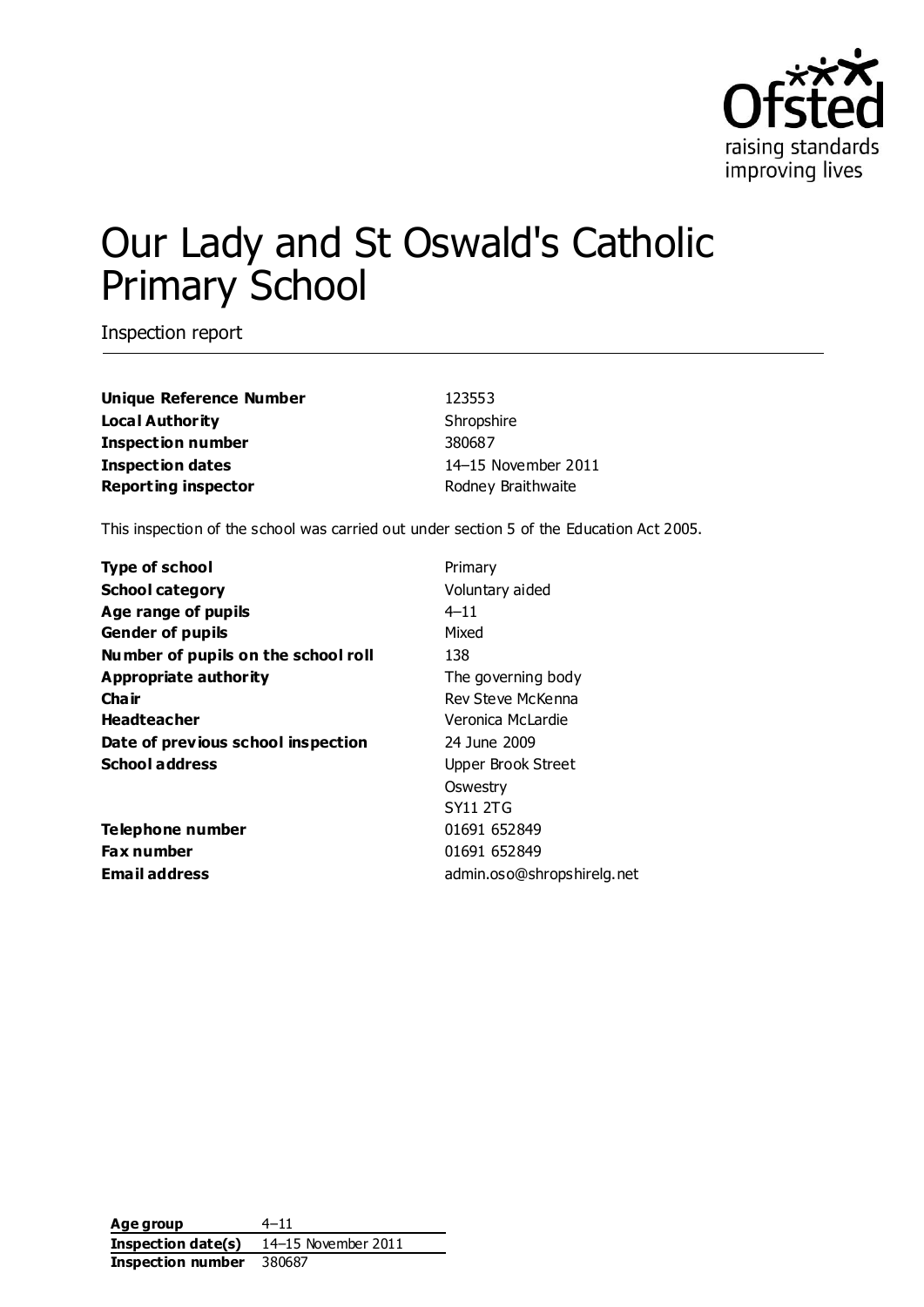# Our Lady and St Oswald's Catholic Primary School

Inspection report

| | |
|---|---|
| **Unique Reference Number** | 123553 |
| **Local Authority** | Shropshire |
| **Inspection number** | 380687 |
| **Inspection dates** | 14–15 November 2011 |
| **Reporting inspector** | Rodney Braithwaite |

This inspection of the school was carried out under section 5 of the Education Act 2005.

| | |
|---|---|
| **Type of school** | Primary |
| **School category** | Voluntary aided |
| **Age range of pupils** | 4–11 |
| **Gender of pupils** | Mixed |
| **Number of pupils on the school roll** | 138 |
| **Appropriate authority** | The governing body |
| **Chair** | Rev Steve McKenna |
| **Headteacher** | Veronica McLardie |
| **Date of previous school inspection** | 24 June 2009 |
| **School address** | Upper Brook Street<br>Oswestry<br>SY11 2TG |
| **Telephone number** | 01691 652849 |
| **Fax number** | 01691 652849 |
| **Email address** | admin.oso@shropshirelg.net |

| | |
|---|---|
| **Age group** | 4–11 |
| **Inspection date(s)** | 14–15 November 2011 |
| **Inspection number** | 380687 |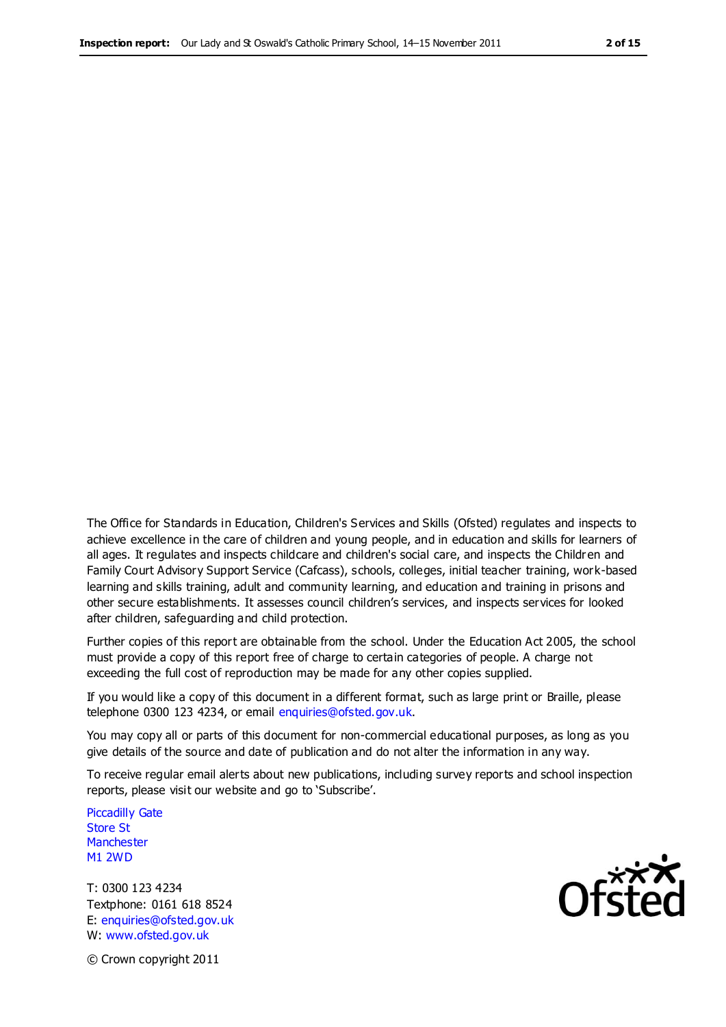The Office for Standards in Education, Children's Services and Skills (Ofsted) regulates and inspects to achieve excellence in the care of children and young people, and in education and skills for learners of all ages. It regulates and inspects childcare and children's social care, and inspects the Children and Family Court Advisory Support Service (Cafcass), schools, colleges, initial teacher training, work-based learning and skills training, adult and community learning, and education and training in prisons and other secure establishments. It assesses council children's services, and inspects services for looked after children, safeguarding and child protection.

Further copies of this report are obtainable from the school. Under the Education Act 2005, the school must provide a copy of this report free of charge to certain categories of people. A charge not exceeding the full cost of reproduction may be made for any other copies supplied.

If you would like a copy of this document in a different format, such as large print or Braille, please telephone 0300 123 4234, or email enquiries@ofsted.gov.uk.

You may copy all or parts of this document for non-commercial educational purposes, as long as you give details of the source and date of publication and do not alter the information in any way.

To receive regular email alerts about new publications, including survey reports and school inspection reports, please visit our website and go to 'Subscribe'.

Piccadilly Gate
Store St
Manchester
M1 2WD

T: 0300 123 4234
Textphone: 0161 618 8524
E: enquiries@ofsted.gov.uk
W: www.ofsted.gov.uk

© Crown copyright 2011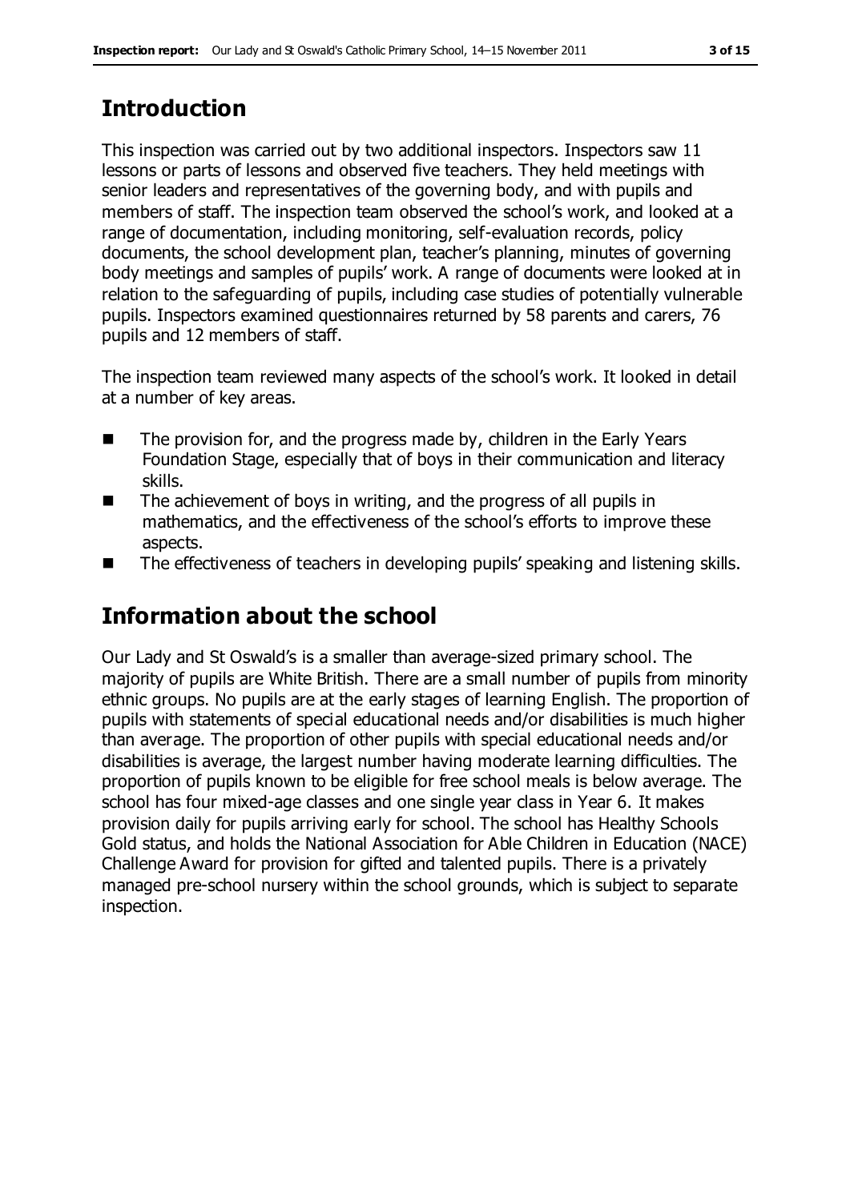## Introduction

This inspection was carried out by two additional inspectors. Inspectors saw 11 lessons or parts of lessons and observed five teachers. They held meetings with senior leaders and representatives of the governing body, and with pupils and members of staff. The inspection team observed the school's work, and looked at a range of documentation, including monitoring, self-evaluation records, policy documents, the school development plan, teacher's planning, minutes of governing body meetings and samples of pupils' work. A range of documents were looked at in relation to the safeguarding of pupils, including case studies of potentially vulnerable pupils. Inspectors examined questionnaires returned by 58 parents and carers, 76 pupils and 12 members of staff.

The inspection team reviewed many aspects of the school's work. It looked in detail at a number of key areas.

- The provision for, and the progress made by, children in the Early Years Foundation Stage, especially that of boys in their communication and literacy skills.
- The achievement of boys in writing, and the progress of all pupils in mathematics, and the effectiveness of the school's efforts to improve these aspects.
- The effectiveness of teachers in developing pupils' speaking and listening skills.

## Information about the school

Our Lady and St Oswald's is a smaller than average-sized primary school. The majority of pupils are White British. There are a small number of pupils from minority ethnic groups. No pupils are at the early stages of learning English. The proportion of pupils with statements of special educational needs and/or disabilities is much higher than average. The proportion of other pupils with special educational needs and/or disabilities is average, the largest number having moderate learning difficulties. The proportion of pupils known to be eligible for free school meals is below average. The school has four mixed-age classes and one single year class in Year 6. It makes provision daily for pupils arriving early for school. The school has Healthy Schools Gold status, and holds the National Association for Able Children in Education (NACE) Challenge Award for provision for gifted and talented pupils. There is a privately managed pre-school nursery within the school grounds, which is subject to separate inspection.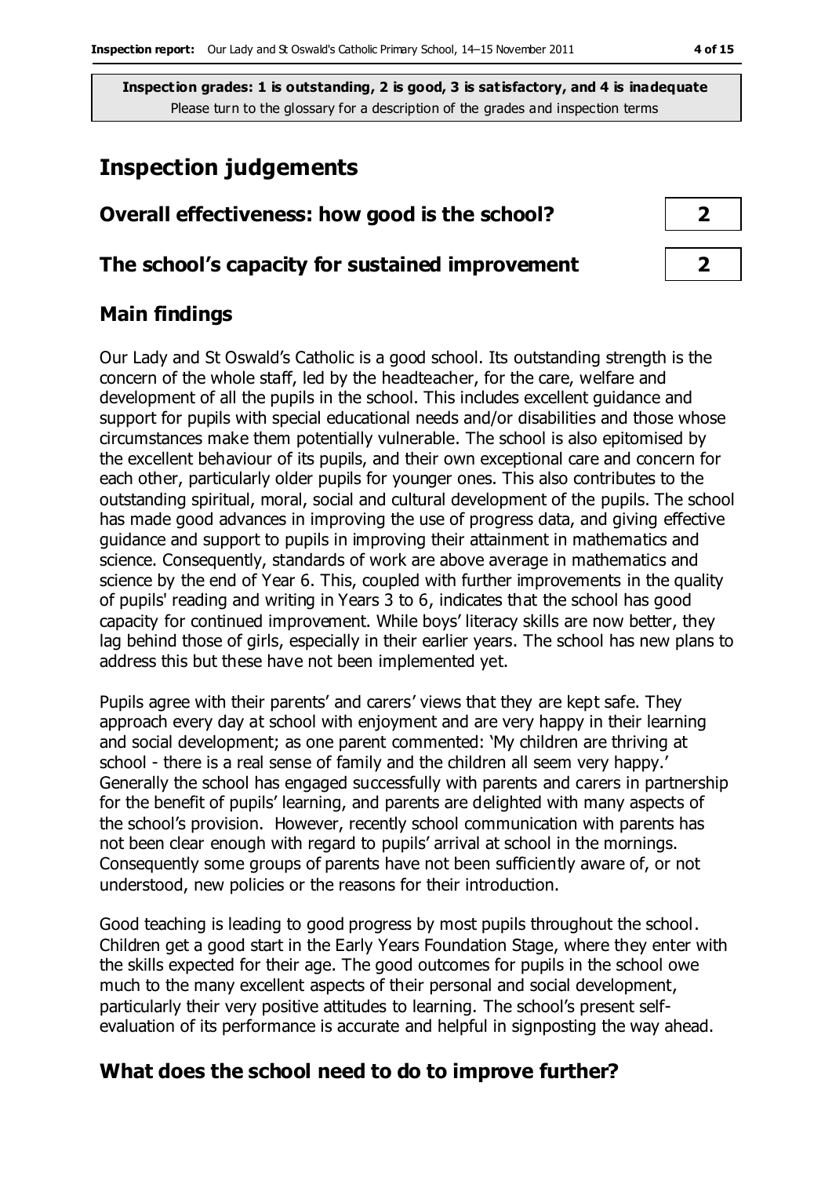**Inspection grades: 1 is outstanding, 2 is good, 3 is satisfactory, and 4 is inadequate**
Please turn to the glossary for a description of the grades and inspection terms

# Inspection judgements

| | |
|---|---|
| **Overall effectiveness: how good is the school?** | **2** |
| **The school's capacity for sustained improvement** | **2** |

## Main findings

Our Lady and St Oswald's Catholic is a good school. Its outstanding strength is the concern of the whole staff, led by the headteacher, for the care, welfare and development of all the pupils in the school. This includes excellent guidance and support for pupils with special educational needs and/or disabilities and those whose circumstances make them potentially vulnerable. The school is also epitomised by the excellent behaviour of its pupils, and their own exceptional care and concern for each other, particularly older pupils for younger ones. This also contributes to the outstanding spiritual, moral, social and cultural development of the pupils. The school has made good advances in improving the use of progress data, and giving effective guidance and support to pupils in improving their attainment in mathematics and science. Consequently, standards of work are above average in mathematics and science by the end of Year 6. This, coupled with further improvements in the quality of pupils' reading and writing in Years 3 to 6, indicates that the school has good capacity for continued improvement. While boys' literacy skills are now better, they lag behind those of girls, especially in their earlier years. The school has new plans to address this but these have not been implemented yet.

Pupils agree with their parents' and carers' views that they are kept safe. They approach every day at school with enjoyment and are very happy in their learning and social development; as one parent commented: 'My children are thriving at school - there is a real sense of family and the children all seem very happy.' Generally the school has engaged successfully with parents and carers in partnership for the benefit of pupils' learning, and parents are delighted with many aspects of the school's provision. However, recently school communication with parents has not been clear enough with regard to pupils' arrival at school in the mornings. Consequently some groups of parents have not been sufficiently aware of, or not understood, new policies or the reasons for their introduction.

Good teaching is leading to good progress by most pupils throughout the school. Children get a good start in the Early Years Foundation Stage, where they enter with the skills expected for their age. The good outcomes for pupils in the school owe much to the many excellent aspects of their personal and social development, particularly their very positive attitudes to learning. The school's present self-evaluation of its performance is accurate and helpful in signposting the way ahead.

## What does the school need to do to improve further?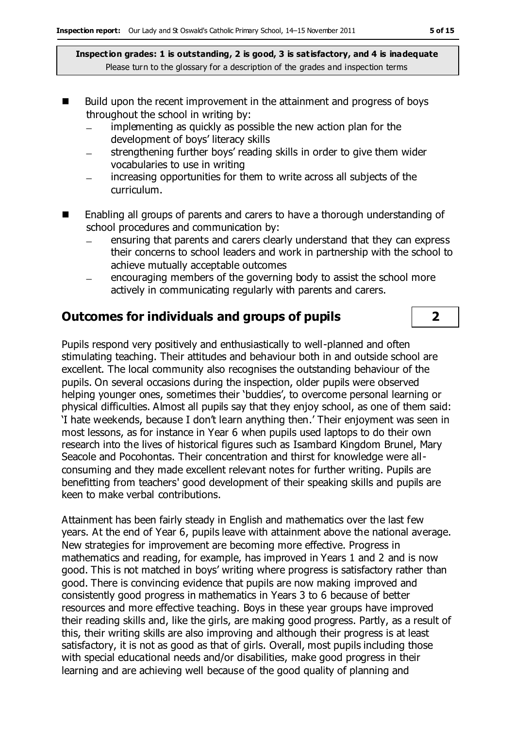- Build upon the recent improvement in the attainment and progress of boys throughout the school in writing by:
  - implementing as quickly as possible the new action plan for the development of boys' literacy skills
  - strengthening further boys' reading skills in order to give them wider vocabularies to use in writing
  - increasing opportunities for them to write across all subjects of the curriculum.
- Enabling all groups of parents and carers to have a thorough understanding of school procedures and communication by:
  - ensuring that parents and carers clearly understand that they can express their concerns to school leaders and work in partnership with the school to achieve mutually acceptable outcomes
  - encouraging members of the governing body to assist the school more actively in communicating regularly with parents and carers.

## Outcomes for individuals and groups of pupils **2**

Pupils respond very positively and enthusiastically to well-planned and often stimulating teaching. Their attitudes and behaviour both in and outside school are excellent. The local community also recognises the outstanding behaviour of the pupils. On several occasions during the inspection, older pupils were observed helping younger ones, sometimes their 'buddies', to overcome personal learning or physical difficulties. Almost all pupils say that they enjoy school, as one of them said: 'I hate weekends, because I don't learn anything then.' Their enjoyment was seen in most lessons, as for instance in Year 6 when pupils used laptops to do their own research into the lives of historical figures such as Isambard Kingdom Brunel, Mary Seacole and Pocohontas. Their concentration and thirst for knowledge were all-consuming and they made excellent relevant notes for further writing. Pupils are benefitting from teachers' good development of their speaking skills and pupils are keen to make verbal contributions.

Attainment has been fairly steady in English and mathematics over the last few years. At the end of Year 6, pupils leave with attainment above the national average. New strategies for improvement are becoming more effective. Progress in mathematics and reading, for example, has improved in Years 1 and 2 and is now good. This is not matched in boys' writing where progress is satisfactory rather than good. There is convincing evidence that pupils are now making improved and consistently good progress in mathematics in Years 3 to 6 because of better resources and more effective teaching. Boys in these year groups have improved their reading skills and, like the girls, are making good progress. Partly, as a result of this, their writing skills are also improving and although their progress is at least satisfactory, it is not as good as that of girls. Overall, most pupils including those with special educational needs and/or disabilities, make good progress in their learning and are achieving well because of the good quality of planning and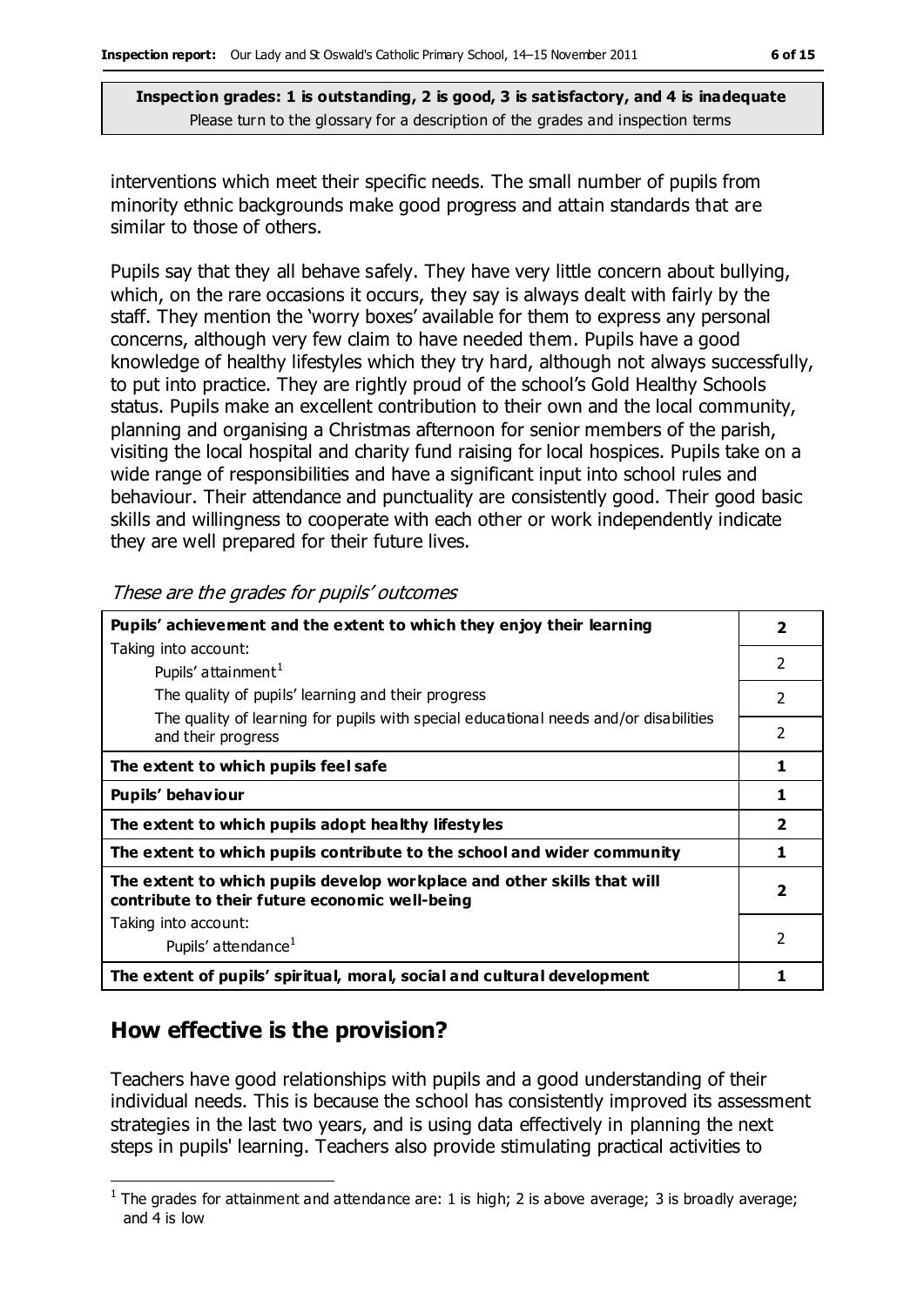**Inspection grades: 1 is outstanding, 2 is good, 3 is satisfactory, and 4 is inadequate**
Please turn to the glossary for a description of the grades and inspection terms

interventions which meet their specific needs. The small number of pupils from minority ethnic backgrounds make good progress and attain standards that are similar to those of others.

Pupils say that they all behave safely. They have very little concern about bullying, which, on the rare occasions it occurs, they say is always dealt with fairly by the staff. They mention the 'worry boxes' available for them to express any personal concerns, although very few claim to have needed them. Pupils have a good knowledge of healthy lifestyles which they try hard, although not always successfully, to put into practice. They are rightly proud of the school's Gold Healthy Schools status. Pupils make an excellent contribution to their own and the local community, planning and organising a Christmas afternoon for senior members of the parish, visiting the local hospital and charity fund raising for local hospices. Pupils take on a wide range of responsibilities and have a significant input into school rules and behaviour. Their attendance and punctuality are consistently good. Their good basic skills and willingness to cooperate with each other or work independently indicate they are well prepared for their future lives.

*These are the grades for pupils' outcomes*

| | |
|---|---|
| **Pupils' achievement and the extent to which they enjoy their learning** | **2** |
| Taking into account: Pupils' attainment[1] | 2 |
| The quality of pupils' learning and their progress | 2 |
| The quality of learning for pupils with special educational needs and/or disabilities and their progress | 2 |
| **The extent to which pupils feel safe** | **1** |
| **Pupils' behaviour** | **1** |
| **The extent to which pupils adopt healthy lifestyles** | **2** |
| **The extent to which pupils contribute to the school and wider community** | **1** |
| **The extent to which pupils develop workplace and other skills that will contribute to their future economic well-being** | **2** |
| Taking into account: Pupils' attendance[1] | 2 |
| **The extent of pupils' spiritual, moral, social and cultural development** | **1** |

## How effective is the provision?

Teachers have good relationships with pupils and a good understanding of their individual needs. This is because the school has consistently improved its assessment strategies in the last two years, and is using data effectively in planning the next steps in pupils' learning. Teachers also provide stimulating practical activities to

[1] The grades for attainment and attendance are: 1 is high; 2 is above average; 3 is broadly average; and 4 is low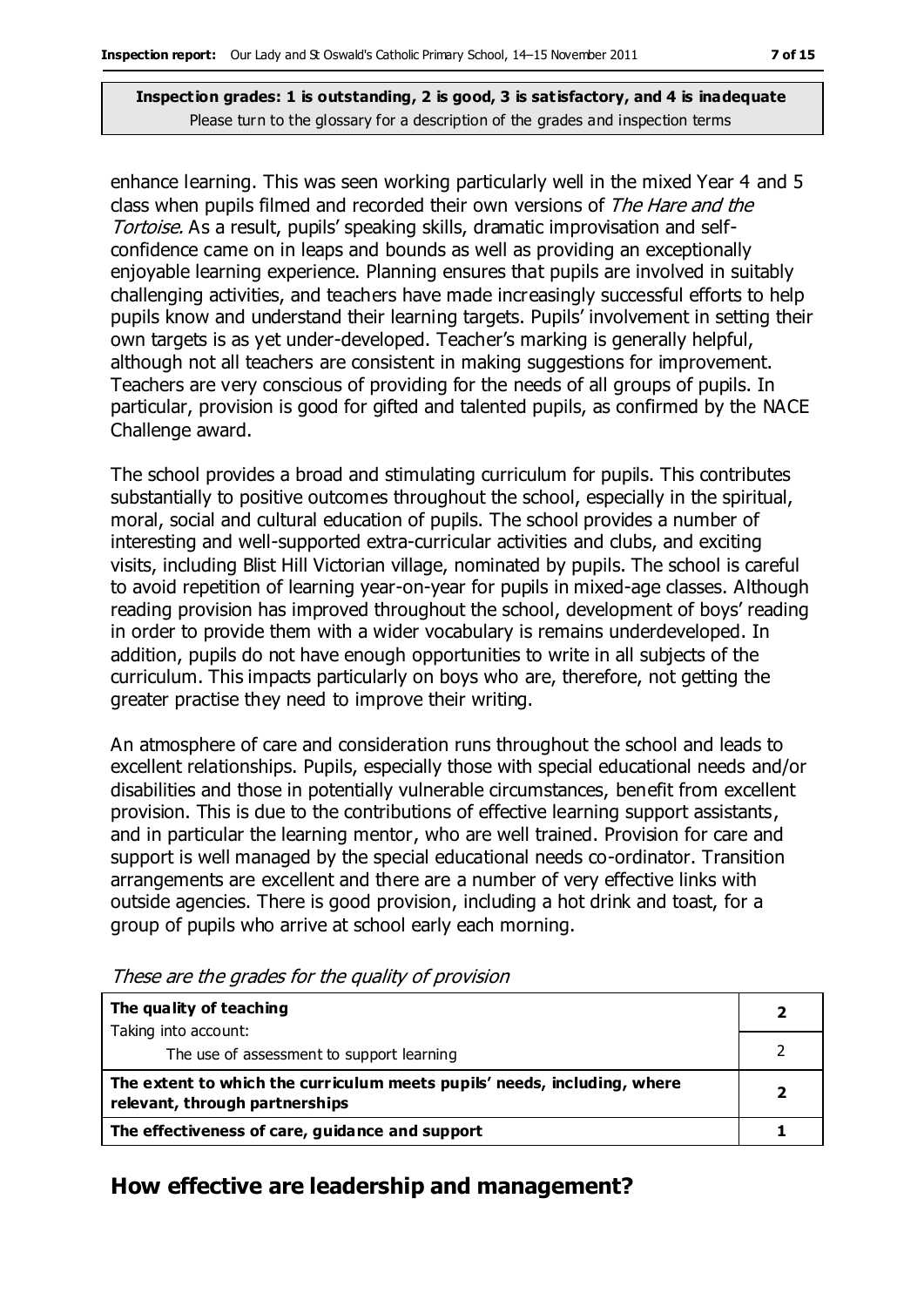**Inspection grades: 1 is outstanding, 2 is good, 3 is satisfactory, and 4 is inadequate**
Please turn to the glossary for a description of the grades and inspection terms

enhance learning. This was seen working particularly well in the mixed Year 4 and 5 class when pupils filmed and recorded their own versions of *The Hare and the Tortoise*. As a result, pupils' speaking skills, dramatic improvisation and self-confidence came on in leaps and bounds as well as providing an exceptionally enjoyable learning experience. Planning ensures that pupils are involved in suitably challenging activities, and teachers have made increasingly successful efforts to help pupils know and understand their learning targets. Pupils' involvement in setting their own targets is as yet under-developed. Teacher's marking is generally helpful, although not all teachers are consistent in making suggestions for improvement. Teachers are very conscious of providing for the needs of all groups of pupils. In particular, provision is good for gifted and talented pupils, as confirmed by the NACE Challenge award.

The school provides a broad and stimulating curriculum for pupils. This contributes substantially to positive outcomes throughout the school, especially in the spiritual, moral, social and cultural education of pupils. The school provides a number of interesting and well-supported extra-curricular activities and clubs, and exciting visits, including Blist Hill Victorian village, nominated by pupils. The school is careful to avoid repetition of learning year-on-year for pupils in mixed-age classes. Although reading provision has improved throughout the school, development of boys' reading in order to provide them with a wider vocabulary is remains underdeveloped. In addition, pupils do not have enough opportunities to write in all subjects of the curriculum. This impacts particularly on boys who are, therefore, not getting the greater practise they need to improve their writing.

An atmosphere of care and consideration runs throughout the school and leads to excellent relationships. Pupils, especially those with special educational needs and/or disabilities and those in potentially vulnerable circumstances, benefit from excellent provision. This is due to the contributions of effective learning support assistants, and in particular the learning mentor, who are well trained. Provision for care and support is well managed by the special educational needs co-ordinator. Transition arrangements are excellent and there are a number of very effective links with outside agencies. There is good provision, including a hot drink and toast, for a group of pupils who arrive at school early each morning.

*These are the grades for the quality of provision*

| | |
|---|---|
| **The quality of teaching** | **2** |
| Taking into account: The use of assessment to support learning | 2 |
| **The extent to which the curriculum meets pupils' needs, including, where relevant, through partnerships** | **2** |
| **The effectiveness of care, guidance and support** | **1** |

## How effective are leadership and management?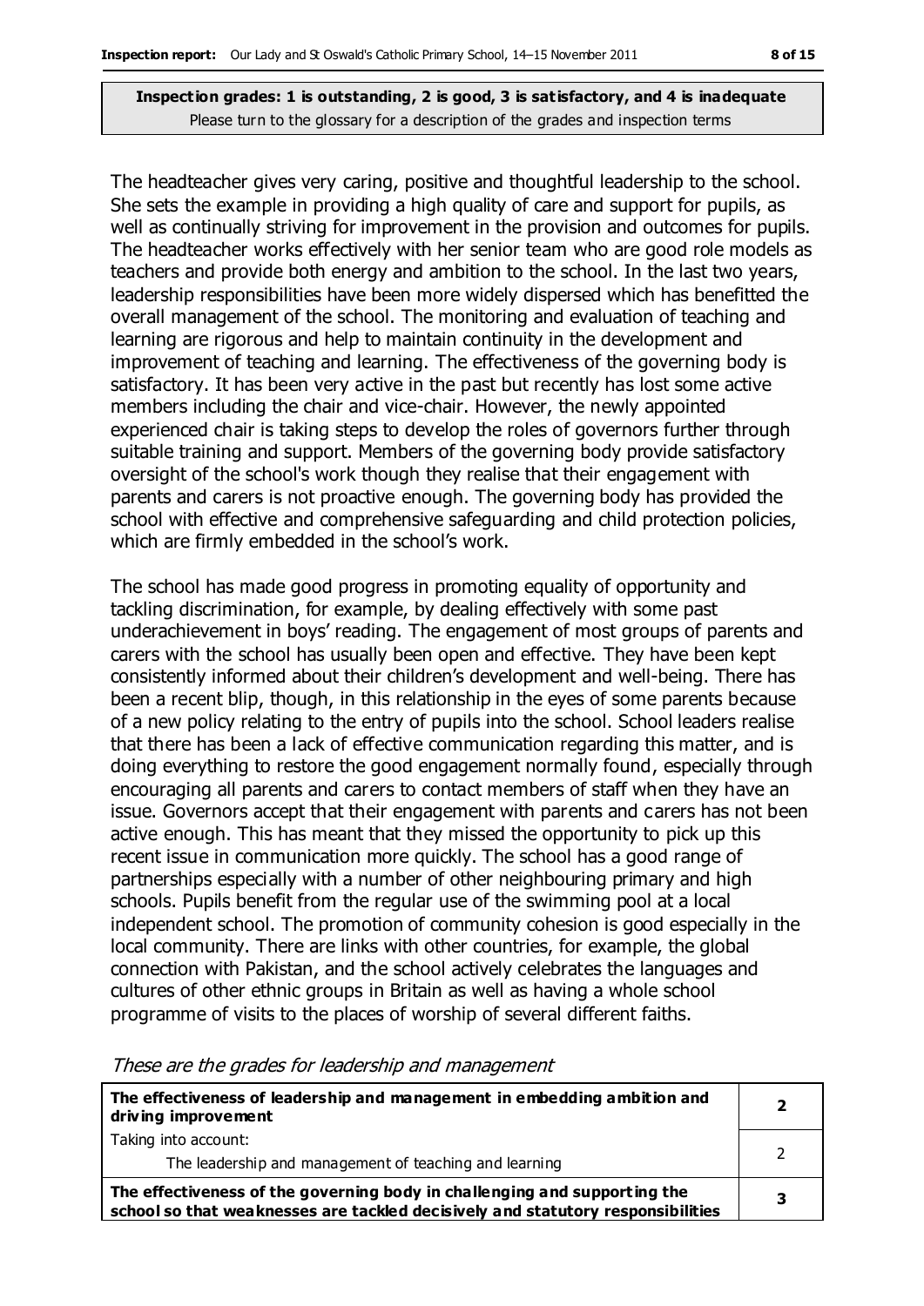**Inspection grades: 1 is outstanding, 2 is good, 3 is satisfactory, and 4 is inadequate**
Please turn to the glossary for a description of the grades and inspection terms

The headteacher gives very caring, positive and thoughtful leadership to the school. She sets the example in providing a high quality of care and support for pupils, as well as continually striving for improvement in the provision and outcomes for pupils. The headteacher works effectively with her senior team who are good role models as teachers and provide both energy and ambition to the school. In the last two years, leadership responsibilities have been more widely dispersed which has benefitted the overall management of the school. The monitoring and evaluation of teaching and learning are rigorous and help to maintain continuity in the development and improvement of teaching and learning. The effectiveness of the governing body is satisfactory. It has been very active in the past but recently has lost some active members including the chair and vice-chair. However, the newly appointed experienced chair is taking steps to develop the roles of governors further through suitable training and support. Members of the governing body provide satisfactory oversight of the school's work though they realise that their engagement with parents and carers is not proactive enough. The governing body has provided the school with effective and comprehensive safeguarding and child protection policies, which are firmly embedded in the school's work.

The school has made good progress in promoting equality of opportunity and tackling discrimination, for example, by dealing effectively with some past underachievement in boys' reading. The engagement of most groups of parents and carers with the school has usually been open and effective. They have been kept consistently informed about their children's development and well-being. There has been a recent blip, though, in this relationship in the eyes of some parents because of a new policy relating to the entry of pupils into the school. School leaders realise that there has been a lack of effective communication regarding this matter, and is doing everything to restore the good engagement normally found, especially through encouraging all parents and carers to contact members of staff when they have an issue. Governors accept that their engagement with parents and carers has not been active enough. This has meant that they missed the opportunity to pick up this recent issue in communication more quickly. The school has a good range of partnerships especially with a number of other neighbouring primary and high schools. Pupils benefit from the regular use of the swimming pool at a local independent school. The promotion of community cohesion is good especially in the local community. There are links with other countries, for example, the global connection with Pakistan, and the school actively celebrates the languages and cultures of other ethnic groups in Britain as well as having a whole school programme of visits to the places of worship of several different faiths.

*These are the grades for leadership and management*

| | |
|---|---|
| **The effectiveness of leadership and management in embedding ambition and driving improvement** | **2** |
| Taking into account:<br>The leadership and management of teaching and learning | 2 |
| **The effectiveness of the governing body in challenging and supporting the school so that weaknesses are tackled decisively and statutory responsibilities** | **3** |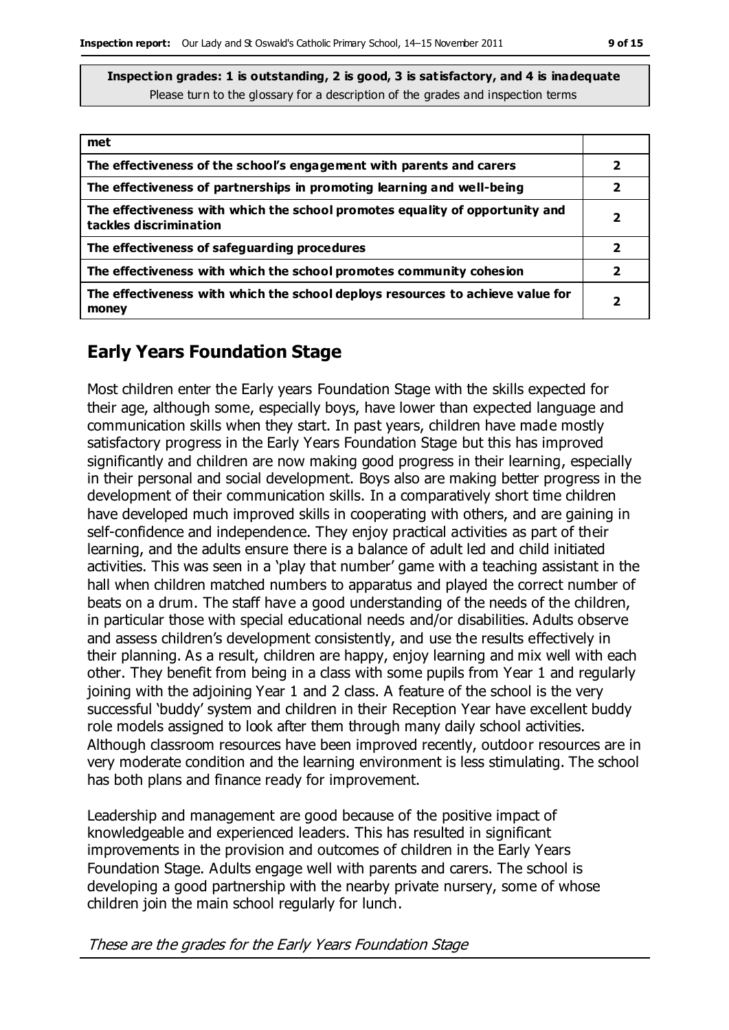**Inspection grades: 1 is outstanding, 2 is good, 3 is satisfactory, and 4 is inadequate**
Please turn to the glossary for a description of the grades and inspection terms

| | |
|---|---|
| **met** | |
| **The effectiveness of the school's engagement with parents and carers** | **2** |
| **The effectiveness of partnerships in promoting learning and well-being** | **2** |
| **The effectiveness with which the school promotes equality of opportunity and tackles discrimination** | **2** |
| **The effectiveness of safeguarding procedures** | **2** |
| **The effectiveness with which the school promotes community cohesion** | **2** |
| **The effectiveness with which the school deploys resources to achieve value for money** | **2** |

## Early Years Foundation Stage

Most children enter the Early years Foundation Stage with the skills expected for their age, although some, especially boys, have lower than expected language and communication skills when they start. In past years, children have made mostly satisfactory progress in the Early Years Foundation Stage but this has improved significantly and children are now making good progress in their learning, especially in their personal and social development. Boys also are making better progress in the development of their communication skills. In a comparatively short time children have developed much improved skills in cooperating with others, and are gaining in self-confidence and independence. They enjoy practical activities as part of their learning, and the adults ensure there is a balance of adult led and child initiated activities. This was seen in a 'play that number' game with a teaching assistant in the hall when children matched numbers to apparatus and played the correct number of beats on a drum. The staff have a good understanding of the needs of the children, in particular those with special educational needs and/or disabilities. Adults observe and assess children's development consistently, and use the results effectively in their planning. As a result, children are happy, enjoy learning and mix well with each other. They benefit from being in a class with some pupils from Year 1 and regularly joining with the adjoining Year 1 and 2 class. A feature of the school is the very successful 'buddy' system and children in their Reception Year have excellent buddy role models assigned to look after them through many daily school activities. Although classroom resources have been improved recently, outdoor resources are in very moderate condition and the learning environment is less stimulating. The school has both plans and finance ready for improvement.

Leadership and management are good because of the positive impact of knowledgeable and experienced leaders. This has resulted in significant improvements in the provision and outcomes of children in the Early Years Foundation Stage. Adults engage well with parents and carers. The school is developing a good partnership with the nearby private nursery, some of whose children join the main school regularly for lunch.

*These are the grades for the Early Years Foundation Stage*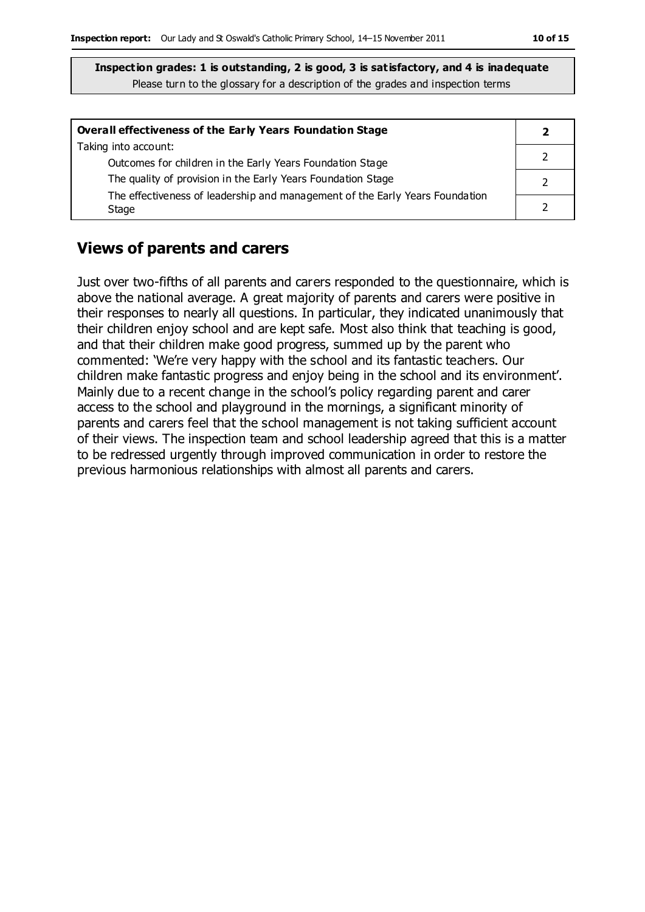**Inspection grades: 1 is outstanding, 2 is good, 3 is satisfactory, and 4 is inadequate**
Please turn to the glossary for a description of the grades and inspection terms

| **Overall effectiveness of the Early Years Foundation Stage** | **2** |
|---|---|
| Taking into account:<br>Outcomes for children in the Early Years Foundation Stage | 2 |
| The quality of provision in the Early Years Foundation Stage | 2 |
| The effectiveness of leadership and management of the Early Years Foundation Stage | 2 |

## Views of parents and carers

Just over two-fifths of all parents and carers responded to the questionnaire, which is above the national average. A great majority of parents and carers were positive in their responses to nearly all questions. In particular, they indicated unanimously that their children enjoy school and are kept safe. Most also think that teaching is good, and that their children make good progress, summed up by the parent who commented: 'We're very happy with the school and its fantastic teachers. Our children make fantastic progress and enjoy being in the school and its environment'. Mainly due to a recent change in the school's policy regarding parent and carer access to the school and playground in the mornings, a significant minority of parents and carers feel that the school management is not taking sufficient account of their views. The inspection team and school leadership agreed that this is a matter to be redressed urgently through improved communication in order to restore the previous harmonious relationships with almost all parents and carers.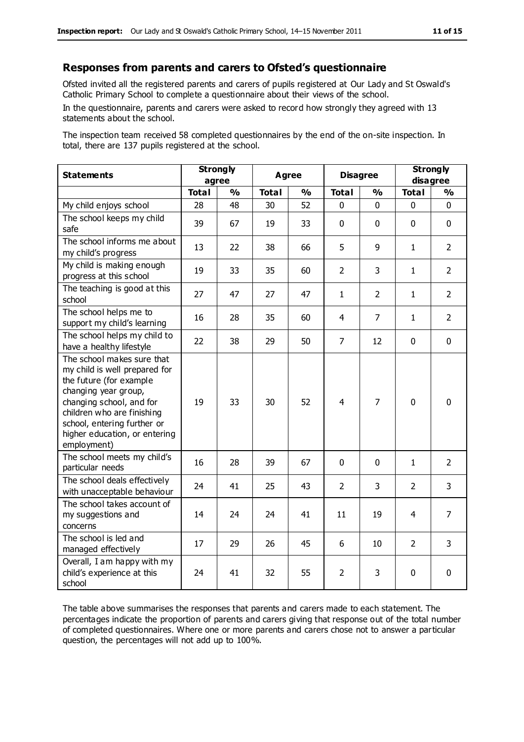## Responses from parents and carers to Ofsted's questionnaire

Ofsted invited all the registered parents and carers of pupils registered at Our Lady and St Oswald's Catholic Primary School to complete a questionnaire about their views of the school.

In the questionnaire, parents and carers were asked to record how strongly they agreed with 13 statements about the school.

The inspection team received 58 completed questionnaires by the end of the on-site inspection. In total, there are 137 pupils registered at the school.

| Statements | Strongly agree | | Agree | | Disagree | | Strongly disagree | |
|---|---|---|---|---|---|---|---|---|
| | Total | % | Total | % | Total | % | Total | % |
| My child enjoys school | 28 | 48 | 30 | 52 | 0 | 0 | 0 | 0 |
| The school keeps my child safe | 39 | 67 | 19 | 33 | 0 | 0 | 0 | 0 |
| The school informs me about my child's progress | 13 | 22 | 38 | 66 | 5 | 9 | 1 | 2 |
| My child is making enough progress at this school | 19 | 33 | 35 | 60 | 2 | 3 | 1 | 2 |
| The teaching is good at this school | 27 | 47 | 27 | 47 | 1 | 2 | 1 | 2 |
| The school helps me to support my child's learning | 16 | 28 | 35 | 60 | 4 | 7 | 1 | 2 |
| The school helps my child to have a healthy lifestyle | 22 | 38 | 29 | 50 | 7 | 12 | 0 | 0 |
| The school makes sure that my child is well prepared for the future (for example changing year group, changing school, and for children who are finishing school, entering further or higher education, or entering employment) | 19 | 33 | 30 | 52 | 4 | 7 | 0 | 0 |
| The school meets my child's particular needs | 16 | 28 | 39 | 67 | 0 | 0 | 1 | 2 |
| The school deals effectively with unacceptable behaviour | 24 | 41 | 25 | 43 | 2 | 3 | 2 | 3 |
| The school takes account of my suggestions and concerns | 14 | 24 | 24 | 41 | 11 | 19 | 4 | 7 |
| The school is led and managed effectively | 17 | 29 | 26 | 45 | 6 | 10 | 2 | 3 |
| Overall, I am happy with my child's experience at this school | 24 | 41 | 32 | 55 | 2 | 3 | 0 | 0 |

The table above summarises the responses that parents and carers made to each statement. The percentages indicate the proportion of parents and carers giving that response out of the total number of completed questionnaires. Where one or more parents and carers chose not to answer a particular question, the percentages will not add up to 100%.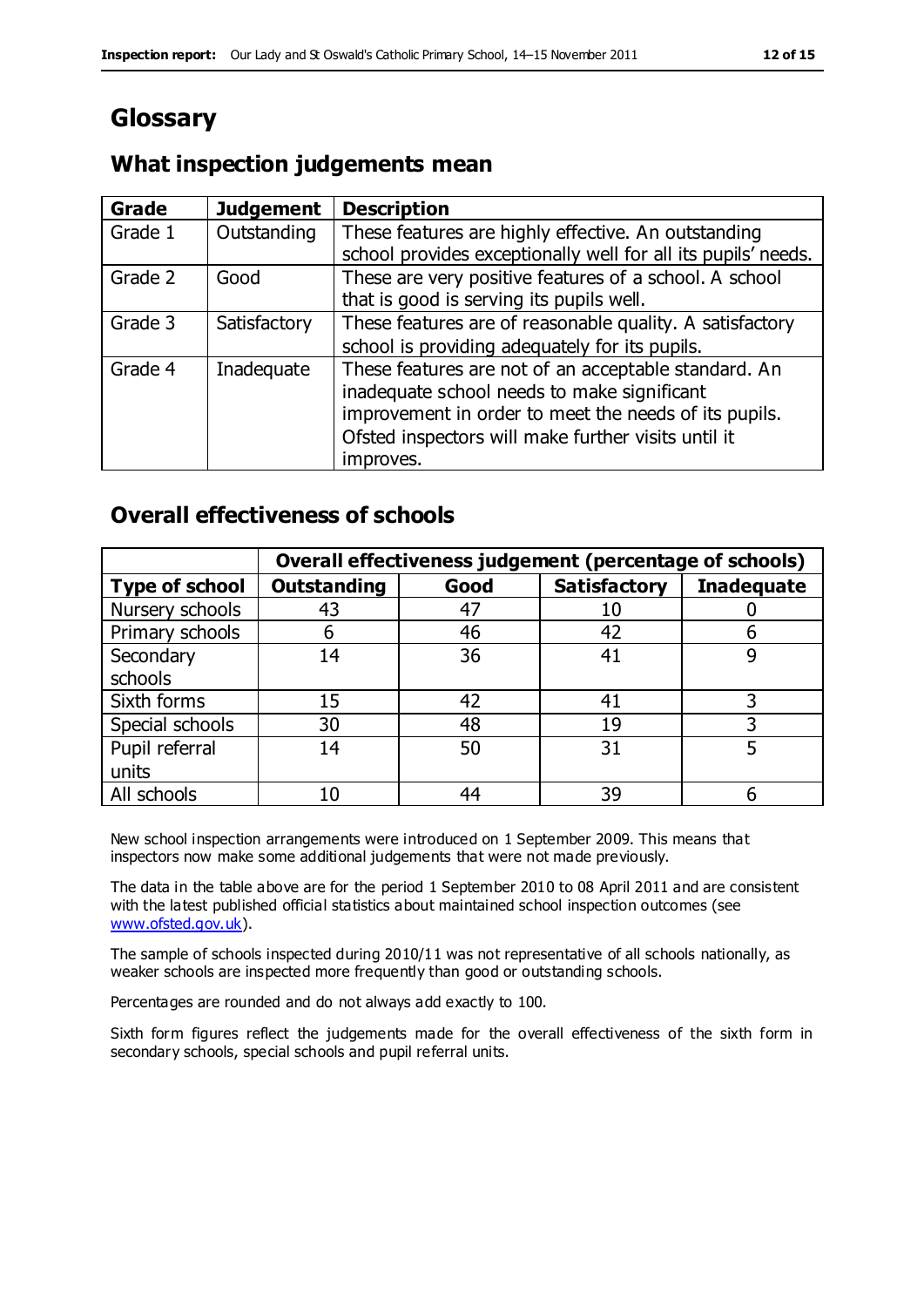# Glossary

## What inspection judgements mean

| Grade | Judgement | Description |
|---|---|---|
| Grade 1 | Outstanding | These features are highly effective. An outstanding school provides exceptionally well for all its pupils' needs. |
| Grade 2 | Good | These are very positive features of a school. A school that is good is serving its pupils well. |
| Grade 3 | Satisfactory | These features are of reasonable quality. A satisfactory school is providing adequately for its pupils. |
| Grade 4 | Inadequate | These features are not of an acceptable standard. An inadequate school needs to make significant improvement in order to meet the needs of its pupils. Ofsted inspectors will make further visits until it improves. |

## Overall effectiveness of schools

| | **Overall effectiveness judgement (percentage of schools)** | | | |
|---|---|---|---|---|
| **Type of school** | **Outstanding** | **Good** | **Satisfactory** | **Inadequate** |
| Nursery schools | 43 | 47 | 10 | 0 |
| Primary schools | 6 | 46 | 42 | 6 |
| Secondary schools | 14 | 36 | 41 | 9 |
| Sixth forms | 15 | 42 | 41 | 3 |
| Special schools | 30 | 48 | 19 | 3 |
| Pupil referral units | 14 | 50 | 31 | 5 |
| All schools | 10 | 44 | 39 | 6 |

New school inspection arrangements were introduced on 1 September 2009. This means that inspectors now make some additional judgements that were not made previously.

The data in the table above are for the period 1 September 2010 to 08 April 2011 and are consistent with the latest published official statistics about maintained school inspection outcomes (see www.ofsted.gov.uk).

The sample of schools inspected during 2010/11 was not representative of all schools nationally, as weaker schools are inspected more frequently than good or outstanding schools.

Percentages are rounded and do not always add exactly to 100.

Sixth form figures reflect the judgements made for the overall effectiveness of the sixth form in secondary schools, special schools and pupil referral units.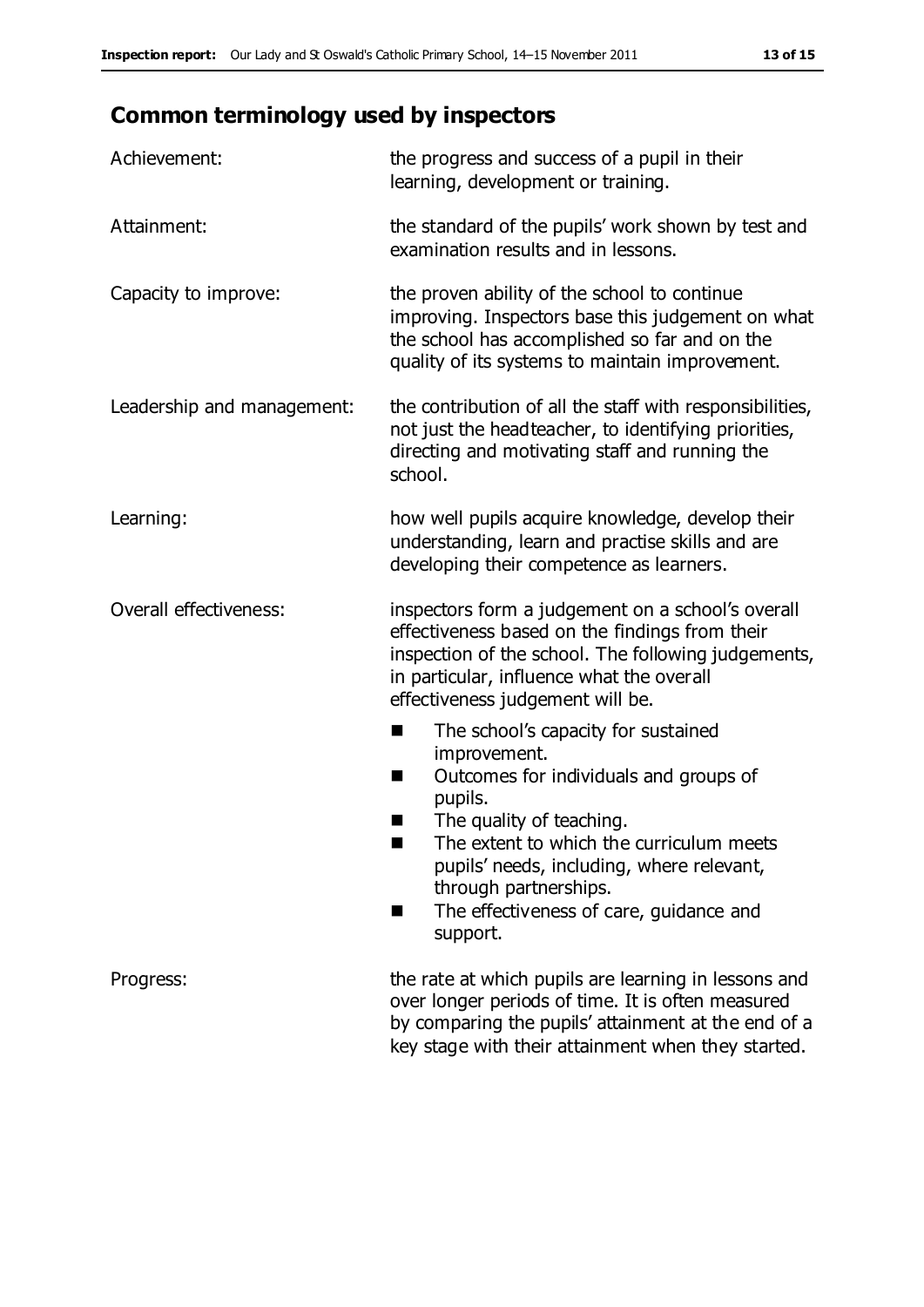## Common terminology used by inspectors

**Achievement:** the progress and success of a pupil in their learning, development or training.

**Attainment:** the standard of the pupils' work shown by test and examination results and in lessons.

**Capacity to improve:** the proven ability of the school to continue improving. Inspectors base this judgement on what the school has accomplished so far and on the quality of its systems to maintain improvement.

**Leadership and management:** the contribution of all the staff with responsibilities, not just the headteacher, to identifying priorities, directing and motivating staff and running the school.

**Learning:** how well pupils acquire knowledge, develop their understanding, learn and practise skills and are developing their competence as learners.

**Overall effectiveness:** inspectors form a judgement on a school's overall effectiveness based on the findings from their inspection of the school. The following judgements, in particular, influence what the overall effectiveness judgement will be.

- The school's capacity for sustained improvement.
- Outcomes for individuals and groups of pupils.
- The quality of teaching.
- The extent to which the curriculum meets pupils' needs, including, where relevant, through partnerships.
- The effectiveness of care, guidance and support.

**Progress:** the rate at which pupils are learning in lessons and over longer periods of time. It is often measured by comparing the pupils' attainment at the end of a key stage with their attainment when they started.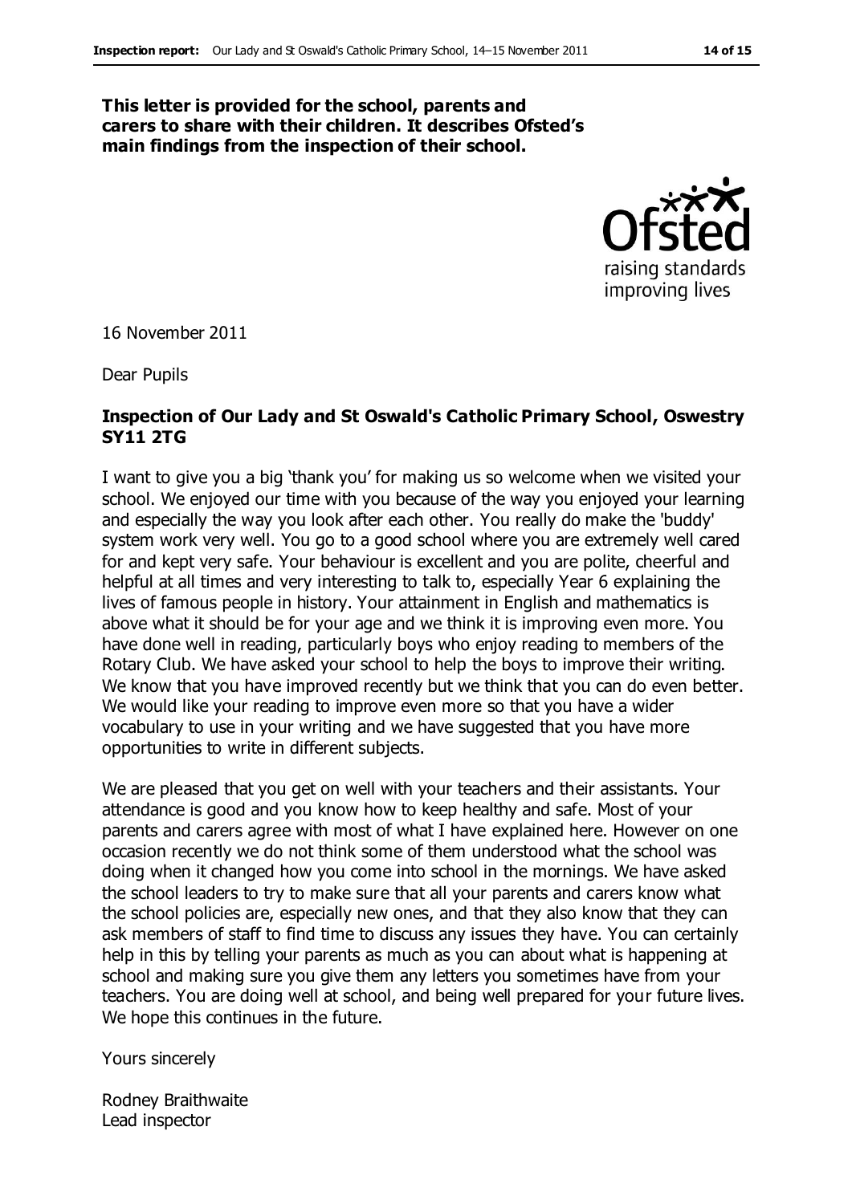**This letter is provided for the school, parents and carers to share with their children. It describes Ofsted's main findings from the inspection of their school.**

16 November 2011

Dear Pupils

**Inspection of Our Lady and St Oswald's Catholic Primary School, Oswestry SY11 2TG**

I want to give you a big 'thank you' for making us so welcome when we visited your school. We enjoyed our time with you because of the way you enjoyed your learning and especially the way you look after each other. You really do make the 'buddy' system work very well. You go to a good school where you are extremely well cared for and kept very safe. Your behaviour is excellent and you are polite, cheerful and helpful at all times and very interesting to talk to, especially Year 6 explaining the lives of famous people in history. Your attainment in English and mathematics is above what it should be for your age and we think it is improving even more. You have done well in reading, particularly boys who enjoy reading to members of the Rotary Club. We have asked your school to help the boys to improve their writing. We know that you have improved recently but we think that you can do even better. We would like your reading to improve even more so that you have a wider vocabulary to use in your writing and we have suggested that you have more opportunities to write in different subjects.

We are pleased that you get on well with your teachers and their assistants. Your attendance is good and you know how to keep healthy and safe. Most of your parents and carers agree with most of what I have explained here. However on one occasion recently we do not think some of them understood what the school was doing when it changed how you come into school in the mornings. We have asked the school leaders to try to make sure that all your parents and carers know what the school policies are, especially new ones, and that they also know that they can ask members of staff to find time to discuss any issues they have. You can certainly help in this by telling your parents as much as you can about what is happening at school and making sure you give them any letters you sometimes have from your teachers. You are doing well at school, and being well prepared for your future lives. We hope this continues in the future.

Yours sincerely

Rodney Braithwaite
Lead inspector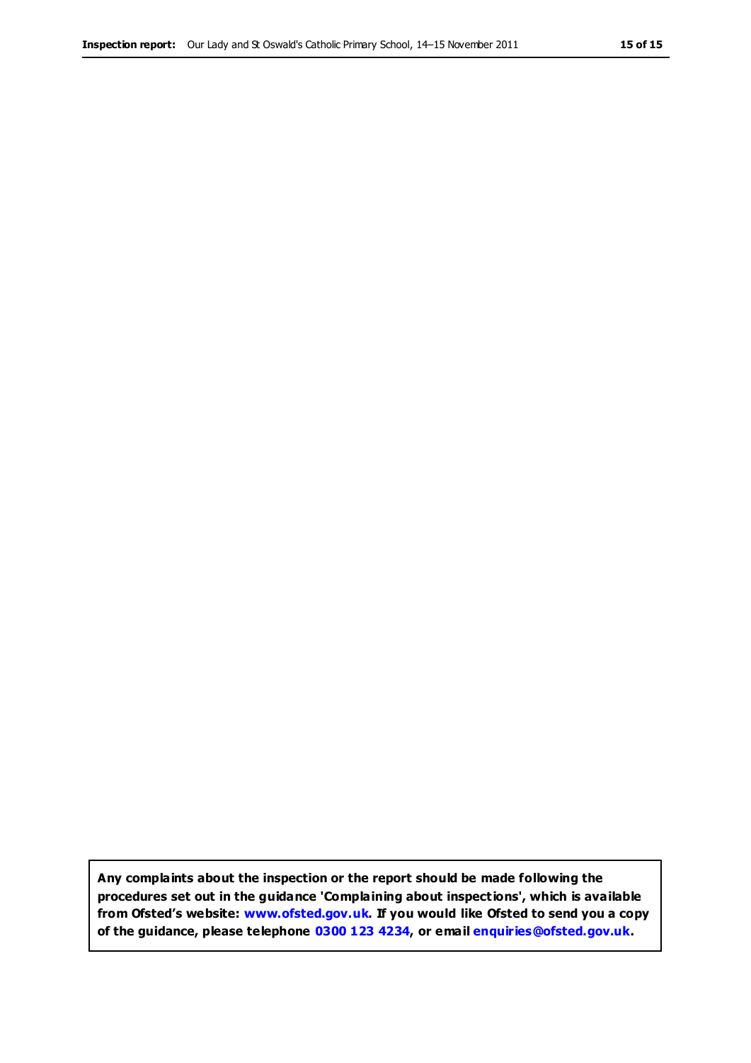**Any complaints about the inspection or the report should be made following the procedures set out in the guidance 'Complaining about inspections', which is available from Ofsted's website: www.ofsted.gov.uk. If you would like Ofsted to send you a copy of the guidance, please telephone 0300 123 4234, or email enquiries@ofsted.gov.uk.**